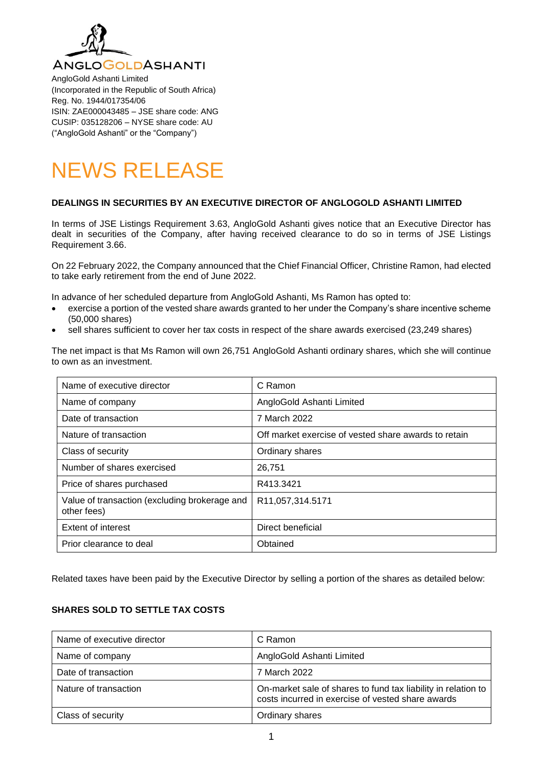ANGLOGOLDASHANTI

AngloGold Ashanti Limited
(Incorporated in the Republic of South Africa)
Reg. No. 1944/017354/06
ISIN: ZAE000043485 – JSE share code: ANG
CUSIP: 035128206 – NYSE share code: AU
("AngloGold Ashanti" or the "Company")

# NEWS RELEASE

**DEALINGS IN SECURITIES BY AN EXECUTIVE DIRECTOR OF ANGLOGOLD ASHANTI LIMITED**

In terms of JSE Listings Requirement 3.63, AngloGold Ashanti gives notice that an Executive Director has dealt in securities of the Company, after having received clearance to do so in terms of JSE Listings Requirement 3.66.

On 22 February 2022, the Company announced that the Chief Financial Officer, Christine Ramon, had elected to take early retirement from the end of June 2022.

In advance of her scheduled departure from AngloGold Ashanti, Ms Ramon has opted to:

- exercise a portion of the vested share awards granted to her under the Company's share incentive scheme (50,000 shares)
- sell shares sufficient to cover her tax costs in respect of the share awards exercised (23,249 shares)

The net impact is that Ms Ramon will own 26,751 AngloGold Ashanti ordinary shares, which she will continue to own as an investment.

| | |
|---|---|
| Name of executive director | C Ramon |
| Name of company | AngloGold Ashanti Limited |
| Date of transaction | 7 March 2022 |
| Nature of transaction | Off market exercise of vested share awards to retain |
| Class of security | Ordinary shares |
| Number of shares exercised | 26,751 |
| Price of shares purchased | R413.3421 |
| Value of transaction (excluding brokerage and other fees) | R11,057,314.5171 |
| Extent of interest | Direct beneficial |
| Prior clearance to deal | Obtained |

Related taxes have been paid by the Executive Director by selling a portion of the shares as detailed below:

**SHARES SOLD TO SETTLE TAX COSTS**

| | |
|---|---|
| Name of executive director | C Ramon |
| Name of company | AngloGold Ashanti Limited |
| Date of transaction | 7 March 2022 |
| Nature of transaction | On-market sale of shares to fund tax liability in relation to costs incurred in exercise of vested share awards |
| Class of security | Ordinary shares |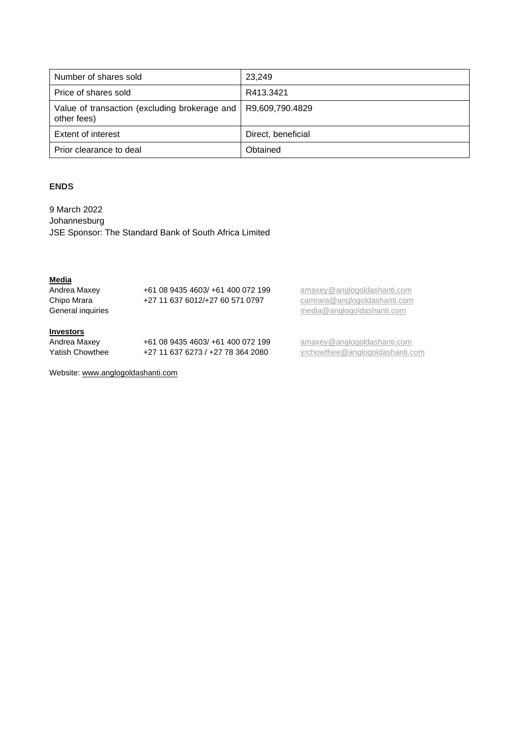| | |
|---|---|
| Number of shares sold | 23,249 |
| Price of shares sold | R413.3421 |
| Value of transaction (excluding brokerage and other fees) | R9,609,790.4829 |
| Extent of interest | Direct, beneficial |
| Prior clearance to deal | Obtained |

**ENDS**

9 March 2022
Johannesburg
JSE Sponsor: The Standard Bank of South Africa Limited

**Media**

| | | |
|---|---|---|
| Andrea Maxey | +61 08 9435 4603/ +61 400 072 199 | amaxey@anglogoldashanti.com |
| Chipo Mrara | +27 11 637 6012/+27 60 571 0797 | camrara@anglogoldashanti.com |
| General inquiries | | media@anglogoldashanti.com |

**Investors**

| | | |
|---|---|---|
| Andrea Maxey | +61 08 9435 4603/ +61 400 072 199 | amaxey@anglogoldashanti.com |
| Yatish Chowthee | +27 11 637 6273 / +27 78 364 2080 | yrchowthee@anglogoldashanti.com |

Website: www.anglogoldashanti.com